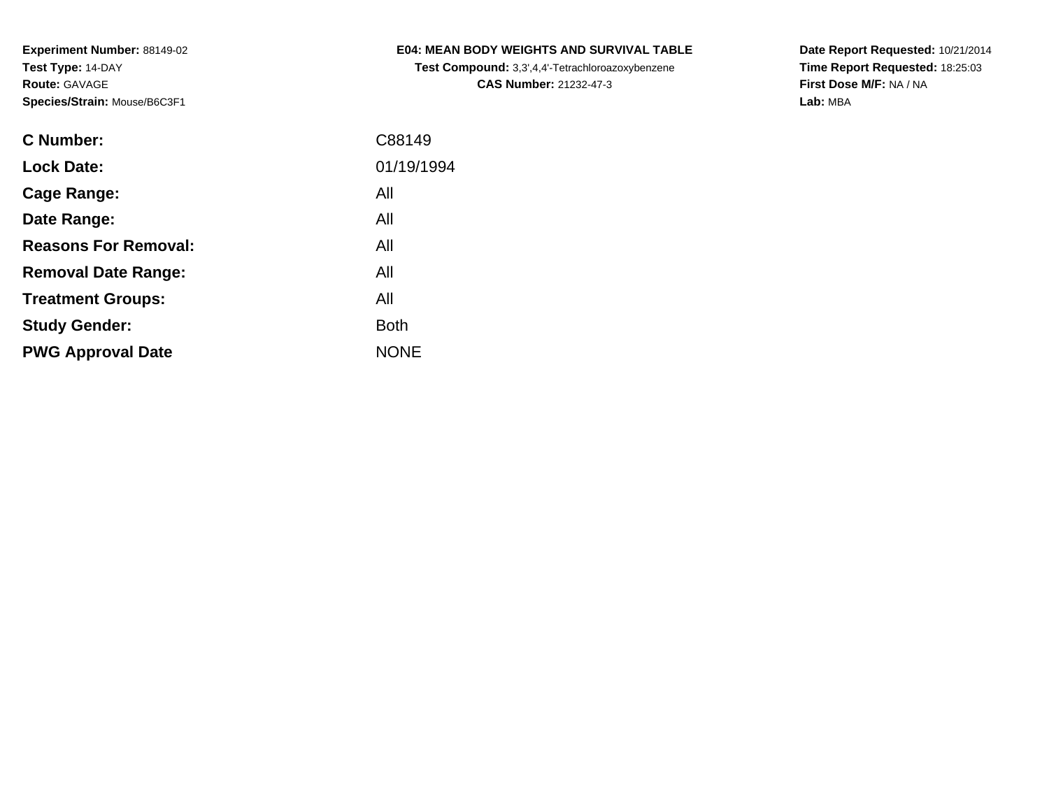**Experiment Number:** 88149-02
**Test Type:** 14-DAY
**Route:** GAVAGE
**Species/Strain:** Mouse/B6C3F1

**E04: MEAN BODY WEIGHTS AND SURVIVAL TABLE**
**Test Compound:** 3,3',4,4'-Tetrachloroazoxybenzene
**CAS Number:** 21232-47-3

**Date Report Requested:** 10/21/2014
**Time Report Requested:** 18:25:03
**First Dose M/F:** NA / NA
**Lab:** MBA

| | |
|---|---|
| **C Number:** | C88149 |
| **Lock Date:** | 01/19/1994 |
| **Cage Range:** | All |
| **Date Range:** | All |
| **Reasons For Removal:** | All |
| **Removal Date Range:** | All |
| **Treatment Groups:** | All |
| **Study Gender:** | Both |
| **PWG Approval Date** | NONE |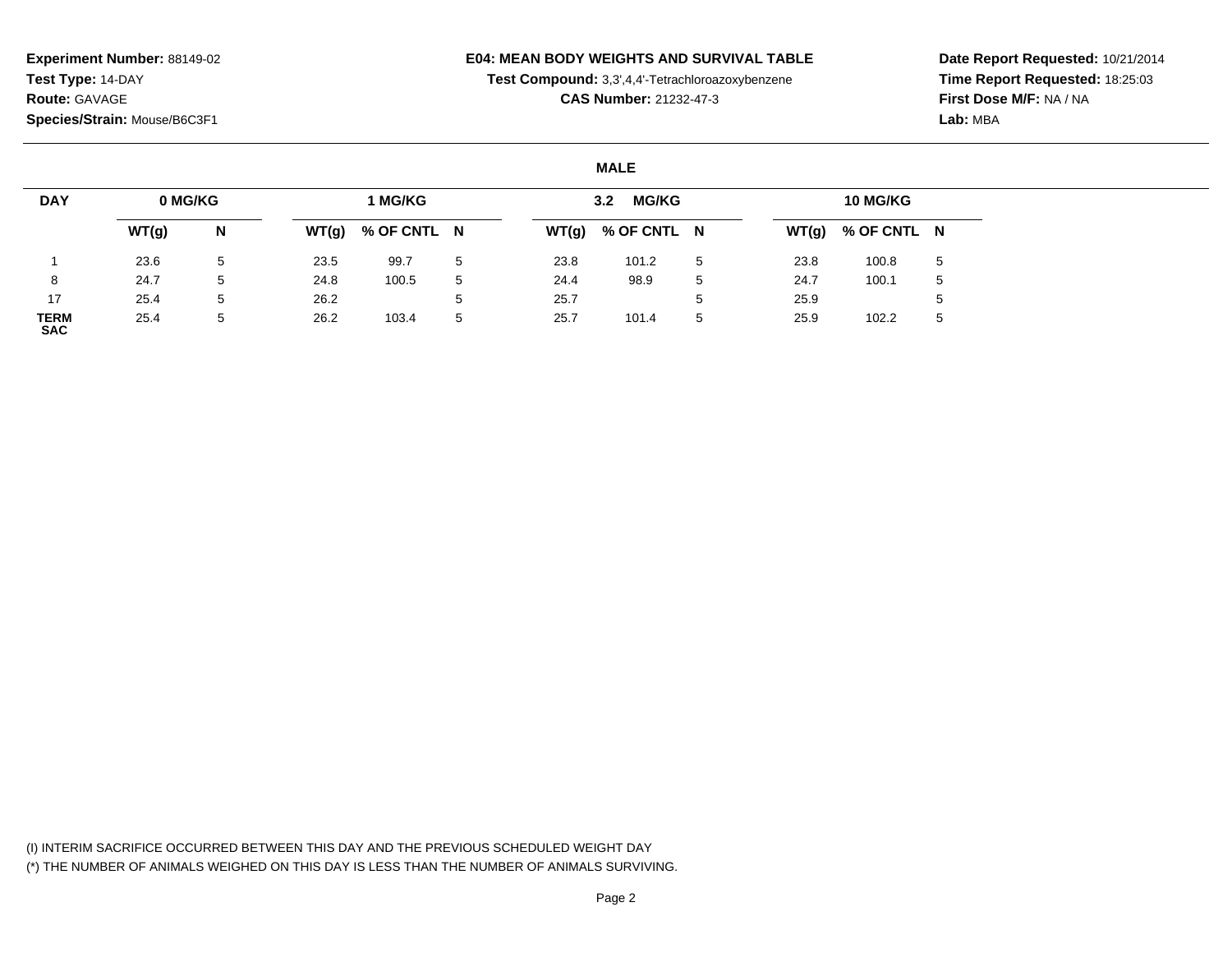**Experiment Number:** 88149-02
**Test Type:** 14-DAY
**Route:** GAVAGE
**Species/Strain:** Mouse/B6C3F1

**E04: MEAN BODY WEIGHTS AND SURVIVAL TABLE**
**Test Compound:** 3,3',4,4'-Tetrachloroazoxybenzene
**CAS Number:** 21232-47-3

**Date Report Requested:** 10/21/2014
**Time Report Requested:** 18:25:03
**First Dose M/F:** NA / NA
**Lab:** MBA

**MALE**

| DAY | 0 MG/KG | | 1 MG/KG | | | 3.2 MG/KG | | | 10 MG/KG | | |
|---|---|---|---|---|---|---|---|---|---|---|---|
| | WT(g) | N | WT(g) | % OF CNTL | N | WT(g) | % OF CNTL | N | WT(g) | % OF CNTL | N |
| 1 | 23.6 | 5 | 23.5 | 99.7 | 5 | 23.8 | 101.2 | 5 | 23.8 | 100.8 | 5 |
| 8 | 24.7 | 5 | 24.8 | 100.5 | 5 | 24.4 | 98.9 | 5 | 24.7 | 100.1 | 5 |
| 17 | 25.4 | 5 | 26.2 | | 5 | 25.7 | | 5 | 25.9 | | 5 |
| TERM SAC | 25.4 | 5 | 26.2 | 103.4 | 5 | 25.7 | 101.4 | 5 | 25.9 | 102.2 | 5 |

(I) INTERIM SACRIFICE OCCURRED BETWEEN THIS DAY AND THE PREVIOUS SCHEDULED WEIGHT DAY
(*) THE NUMBER OF ANIMALS WEIGHED ON THIS DAY IS LESS THAN THE NUMBER OF ANIMALS SURVIVING.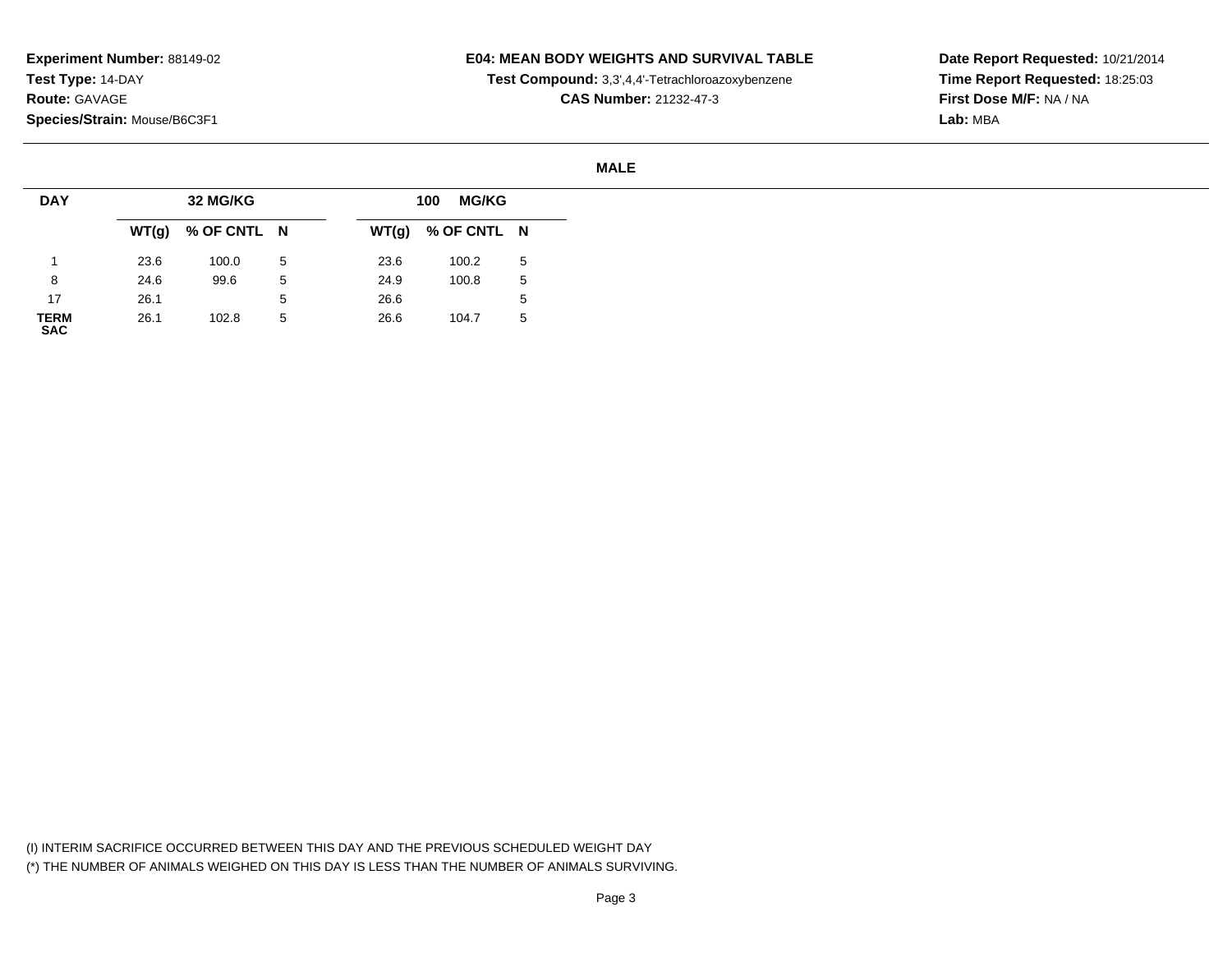**Experiment Number:** 88149-02
**Test Type:** 14-DAY
**Route:** GAVAGE
**Species/Strain:** Mouse/B6C3F1

**E04: MEAN BODY WEIGHTS AND SURVIVAL TABLE**
**Test Compound:** 3,3',4,4'-Tetrachloroazoxybenzene
**CAS Number:** 21232-47-3

**Date Report Requested:** 10/21/2014
**Time Report Requested:** 18:25:03
**First Dose M/F:** NA / NA
**Lab:** MBA

**MALE**

| DAY | 32 MG/KG | | | 100 MG/KG | | |
|---|---|---|---|---|---|---|
| | WT(g) | % OF CNTL | N | WT(g) | % OF CNTL | N |
| 1 | 23.6 | 100.0 | 5 | 23.6 | 100.2 | 5 |
| 8 | 24.6 | 99.6 | 5 | 24.9 | 100.8 | 5 |
| 17 | 26.1 | | 5 | 26.6 | | 5 |
| TERM SAC | 26.1 | 102.8 | 5 | 26.6 | 104.7 | 5 |

(I) INTERIM SACRIFICE OCCURRED BETWEEN THIS DAY AND THE PREVIOUS SCHEDULED WEIGHT DAY
(*) THE NUMBER OF ANIMALS WEIGHED ON THIS DAY IS LESS THAN THE NUMBER OF ANIMALS SURVIVING.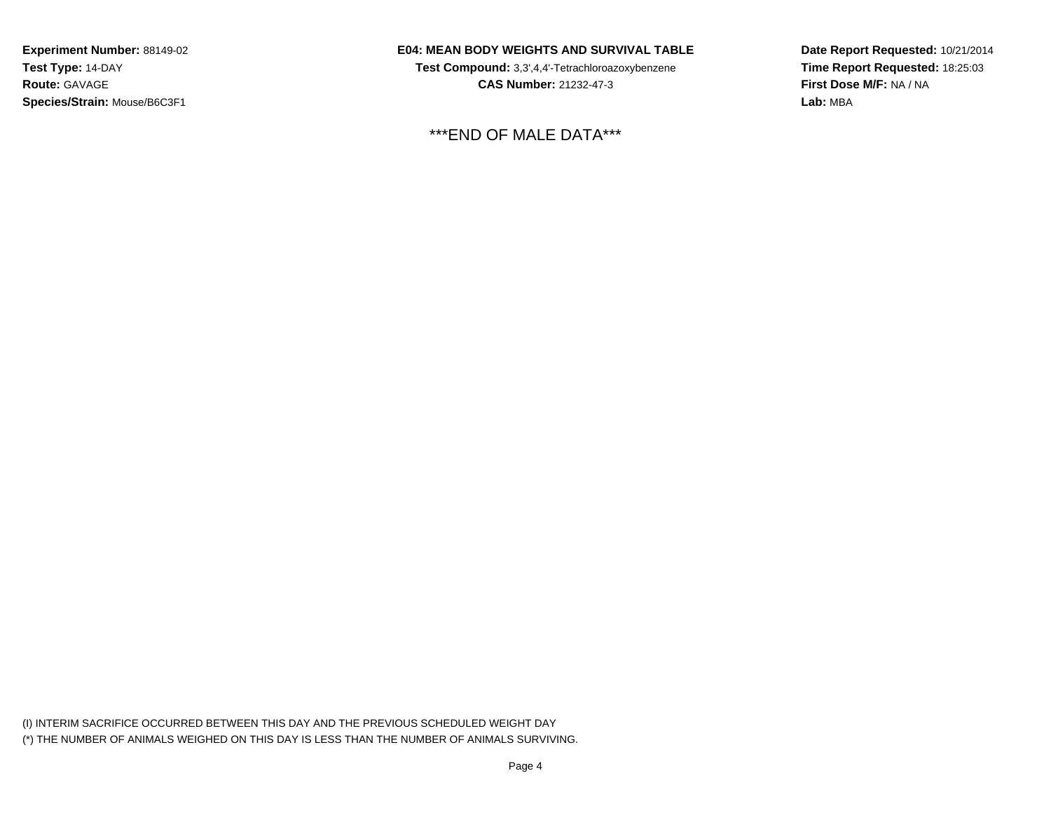**Experiment Number:** 88149-02
**Test Type:** 14-DAY
**Route:** GAVAGE
**Species/Strain:** Mouse/B6C3F1

**E04: MEAN BODY WEIGHTS AND SURVIVAL TABLE**
**Test Compound:** 3,3',4,4'-Tetrachloroazoxybenzene
**CAS Number:** 21232-47-3

**Date Report Requested:** 10/21/2014
**Time Report Requested:** 18:25:03
**First Dose M/F:** NA / NA
**Lab:** MBA

***END OF MALE DATA***

(I) INTERIM SACRIFICE OCCURRED BETWEEN THIS DAY AND THE PREVIOUS SCHEDULED WEIGHT DAY
(*) THE NUMBER OF ANIMALS WEIGHED ON THIS DAY IS LESS THAN THE NUMBER OF ANIMALS SURVIVING.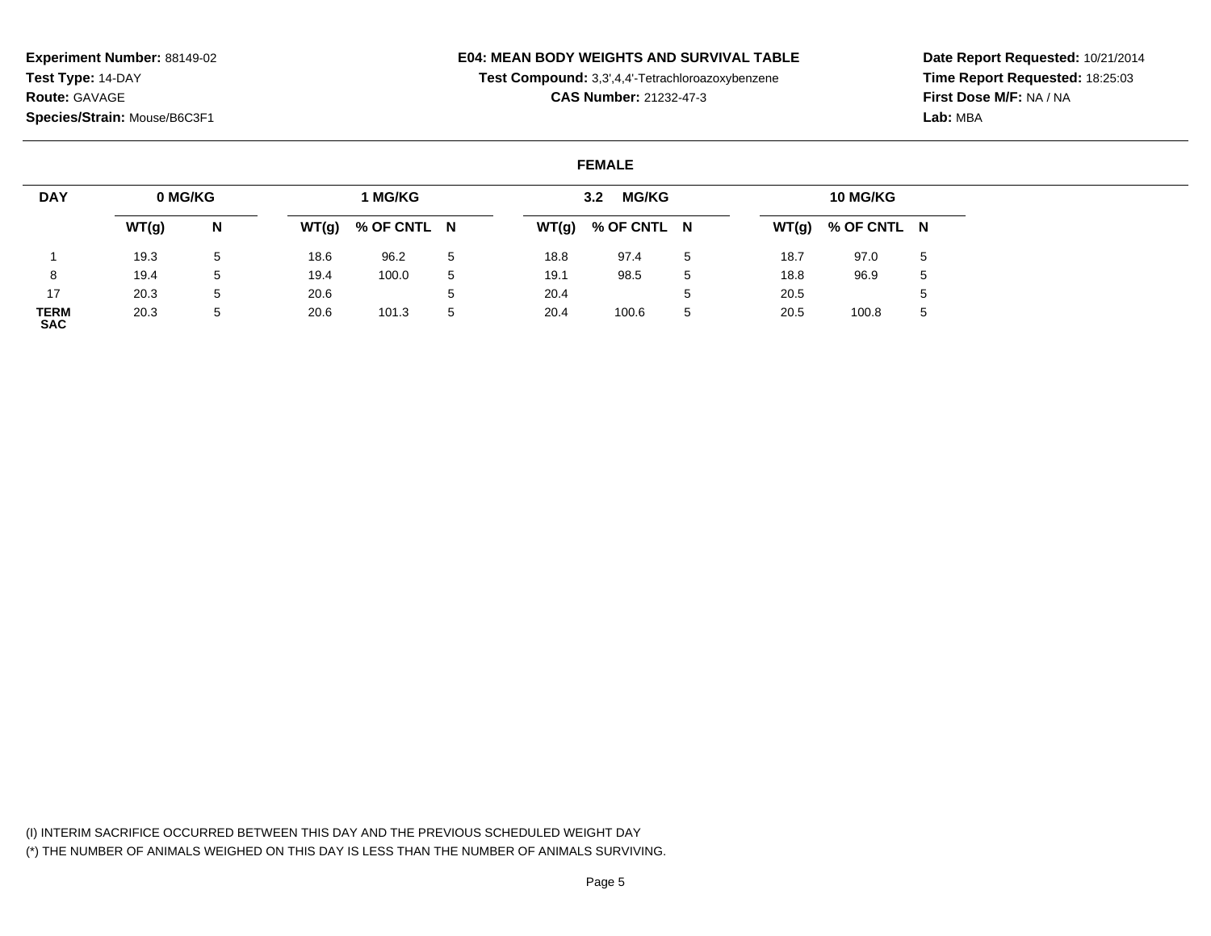**Experiment Number:** 88149-02
**Test Type:** 14-DAY
**Route:** GAVAGE
**Species/Strain:** Mouse/B6C3F1

**E04: MEAN BODY WEIGHTS AND SURVIVAL TABLE**
**Test Compound:** 3,3',4,4'-Tetrachloroazoxybenzene
**CAS Number:** 21232-47-3

**Date Report Requested:** 10/21/2014
**Time Report Requested:** 18:25:03
**First Dose M/F:** NA / NA
**Lab:** MBA

**FEMALE**

| DAY | 0 MG/KG | | 1 MG/KG | | | 3.2 MG/KG | | | 10 MG/KG | | |
|---|---|---|---|---|---|---|---|---|---|---|---|
| | WT(g) | N | WT(g) | % OF CNTL | N | WT(g) | % OF CNTL | N | WT(g) | % OF CNTL | N |
| 1 | 19.3 | 5 | 18.6 | 96.2 | 5 | 18.8 | 97.4 | 5 | 18.7 | 97.0 | 5 |
| 8 | 19.4 | 5 | 19.4 | 100.0 | 5 | 19.1 | 98.5 | 5 | 18.8 | 96.9 | 5 |
| 17 | 20.3 | 5 | 20.6 | | 5 | 20.4 | | 5 | 20.5 | | 5 |
| TERM SAC | 20.3 | 5 | 20.6 | 101.3 | 5 | 20.4 | 100.6 | 5 | 20.5 | 100.8 | 5 |

(I) INTERIM SACRIFICE OCCURRED BETWEEN THIS DAY AND THE PREVIOUS SCHEDULED WEIGHT DAY
(*) THE NUMBER OF ANIMALS WEIGHED ON THIS DAY IS LESS THAN THE NUMBER OF ANIMALS SURVIVING.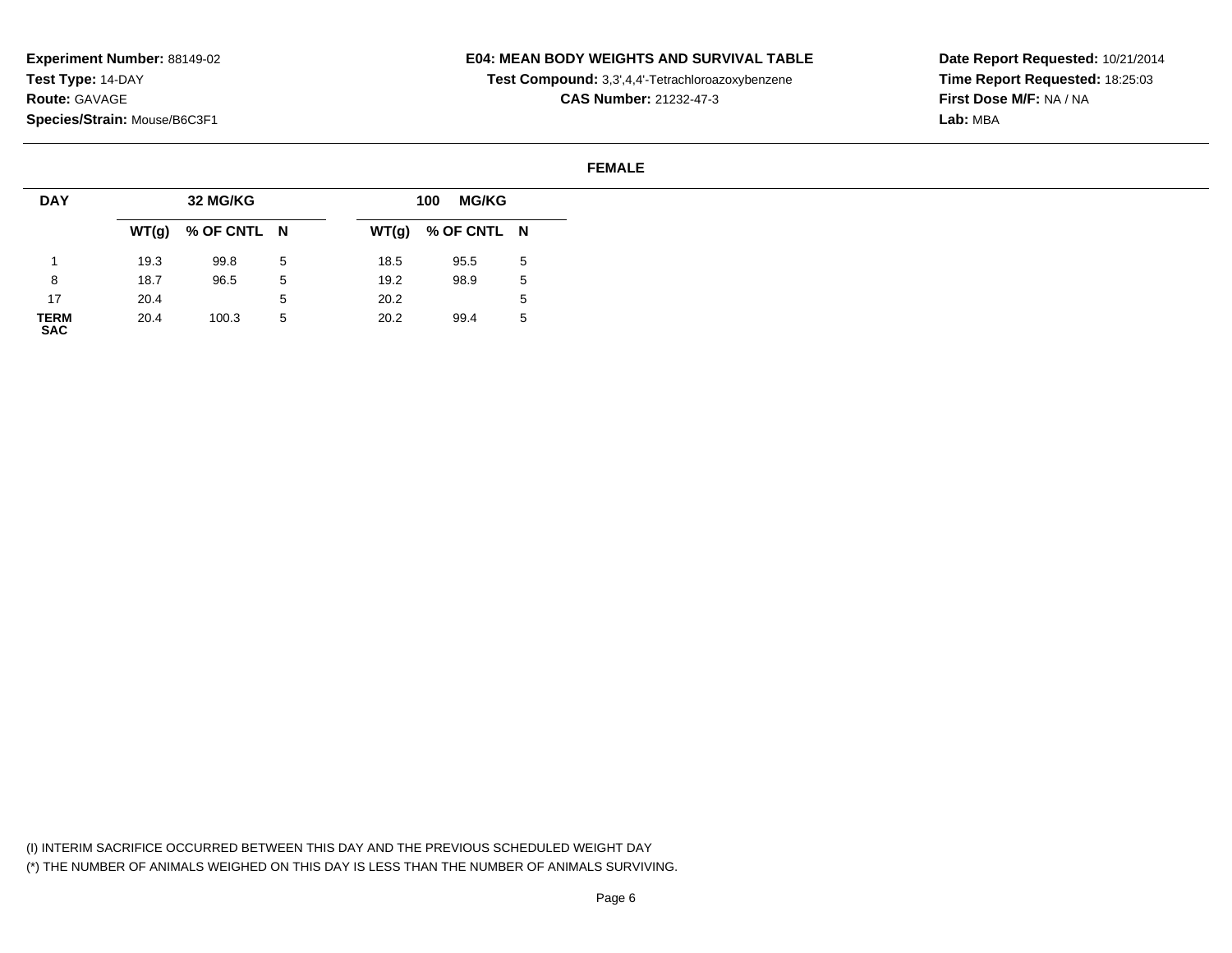**Experiment Number:** 88149-02
**Test Type:** 14-DAY
**Route:** GAVAGE
**Species/Strain:** Mouse/B6C3F1

**E04: MEAN BODY WEIGHTS AND SURVIVAL TABLE**
**Test Compound:** 3,3',4,4'-Tetrachloroazoxybenzene
**CAS Number:** 21232-47-3

**Date Report Requested:** 10/21/2014
**Time Report Requested:** 18:25:03
**First Dose M/F:** NA / NA
**Lab:** MBA

**FEMALE**

| DAY | 32 MG/KG | | | 100 MG/KG | | |
|---|---|---|---|---|---|---|
| | WT(g) | % OF CNTL | N | WT(g) | % OF CNTL | N |
| 1 | 19.3 | 99.8 | 5 | 18.5 | 95.5 | 5 |
| 8 | 18.7 | 96.5 | 5 | 19.2 | 98.9 | 5 |
| 17 | 20.4 | | 5 | 20.2 | | 5 |
| TERM SAC | 20.4 | 100.3 | 5 | 20.2 | 99.4 | 5 |

(I) INTERIM SACRIFICE OCCURRED BETWEEN THIS DAY AND THE PREVIOUS SCHEDULED WEIGHT DAY
(*) THE NUMBER OF ANIMALS WEIGHED ON THIS DAY IS LESS THAN THE NUMBER OF ANIMALS SURVIVING.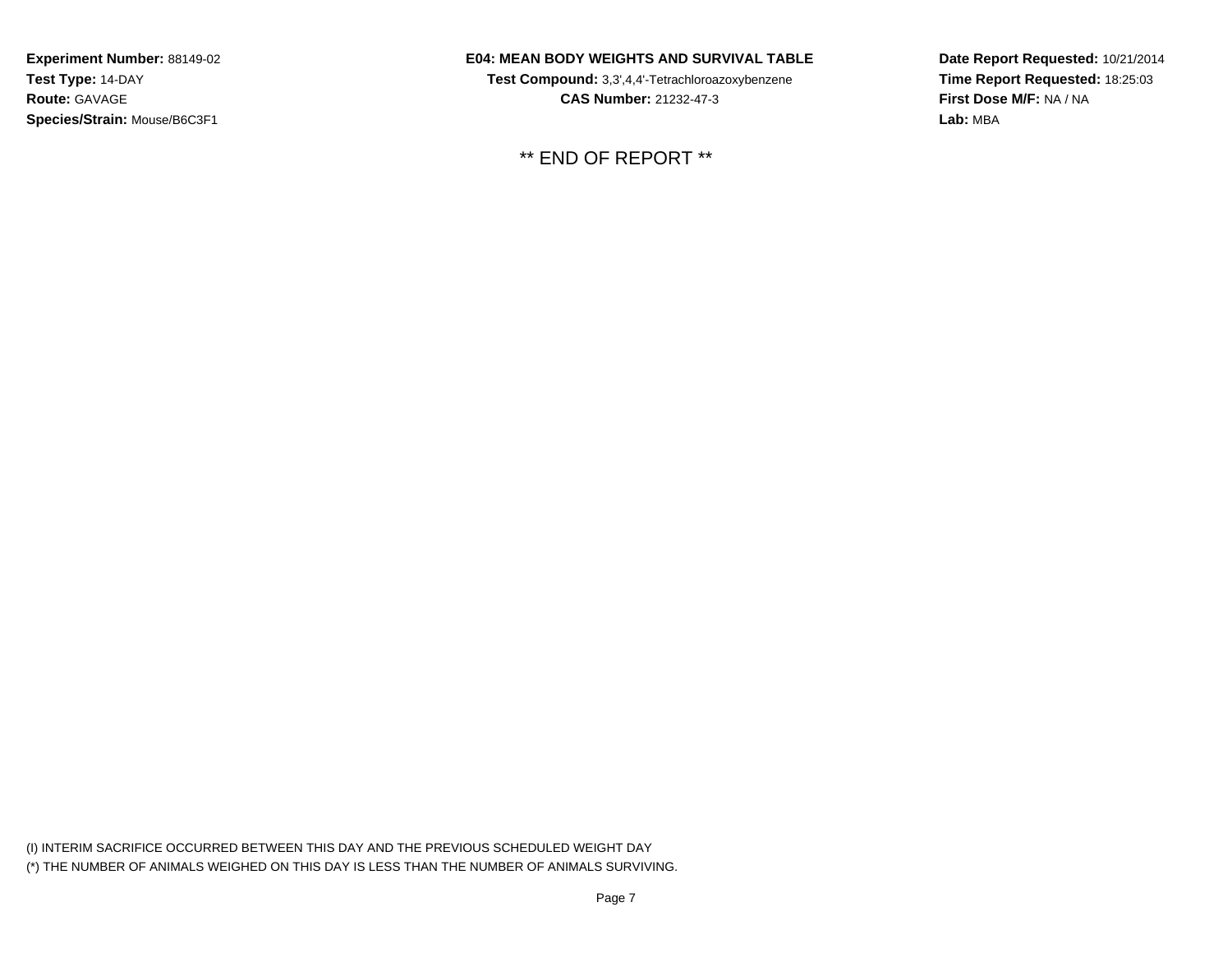**Experiment Number:** 88149-02
**Test Type:** 14-DAY
**Route:** GAVAGE
**Species/Strain:** Mouse/B6C3F1

**E04: MEAN BODY WEIGHTS AND SURVIVAL TABLE**
**Test Compound:** 3,3',4,4'-Tetrachloroazoxybenzene
**CAS Number:** 21232-47-3

**Date Report Requested:** 10/21/2014
**Time Report Requested:** 18:25:03
**First Dose M/F:** NA / NA
**Lab:** MBA

** END OF REPORT **

(I) INTERIM SACRIFICE OCCURRED BETWEEN THIS DAY AND THE PREVIOUS SCHEDULED WEIGHT DAY
(*) THE NUMBER OF ANIMALS WEIGHED ON THIS DAY IS LESS THAN THE NUMBER OF ANIMALS SURVIVING.